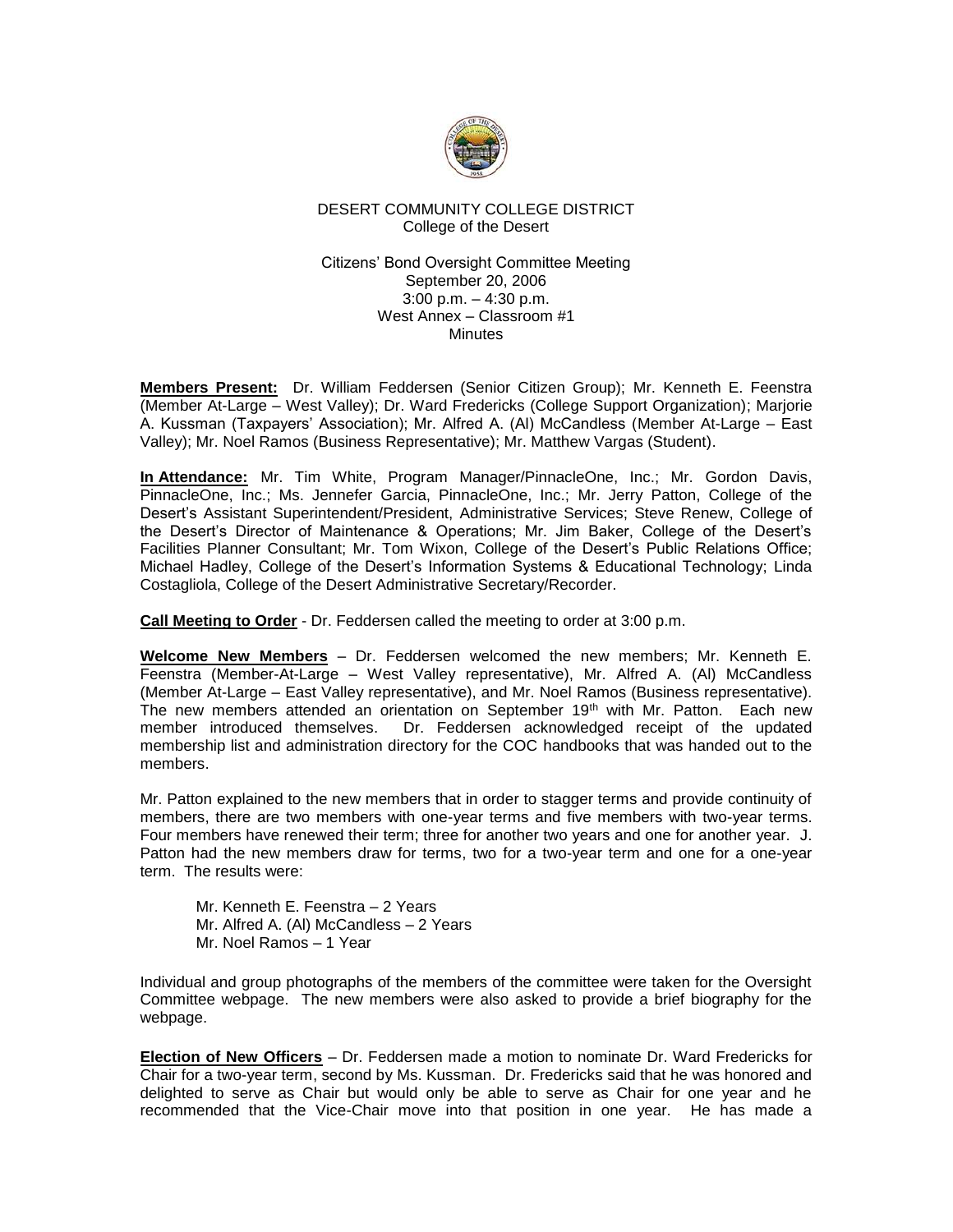DESERT COMMUNITY COLLEGE DISTRICT
College of the Desert

Citizens' Bond Oversight Committee Meeting
September 20, 2006
3:00 p.m. – 4:30 p.m.
West Annex – Classroom #1
Minutes

**Members Present:** Dr. William Feddersen (Senior Citizen Group); Mr. Kenneth E. Feenstra (Member At-Large – West Valley); Dr. Ward Fredericks (College Support Organization); Marjorie A. Kussman (Taxpayers' Association); Mr. Alfred A. (Al) McCandless (Member At-Large – East Valley); Mr. Noel Ramos (Business Representative); Mr. Matthew Vargas (Student).

**In Attendance:** Mr. Tim White, Program Manager/PinnacleOne, Inc.; Mr. Gordon Davis, PinnacleOne, Inc.; Ms. Jennefer Garcia, PinnacleOne, Inc.; Mr. Jerry Patton, College of the Desert's Assistant Superintendent/President, Administrative Services; Steve Renew, College of the Desert's Director of Maintenance & Operations; Mr. Jim Baker, College of the Desert's Facilities Planner Consultant; Mr. Tom Wixon, College of the Desert's Public Relations Office; Michael Hadley, College of the Desert's Information Systems & Educational Technology; Linda Costagliola, College of the Desert Administrative Secretary/Recorder.

**Call Meeting to Order** - Dr. Feddersen called the meeting to order at 3:00 p.m.

**Welcome New Members** – Dr. Feddersen welcomed the new members; Mr. Kenneth E. Feenstra (Member-At-Large – West Valley representative), Mr. Alfred A. (Al) McCandless (Member At-Large – East Valley representative), and Mr. Noel Ramos (Business representative). The new members attended an orientation on September 19th with Mr. Patton. Each new member introduced themselves. Dr. Feddersen acknowledged receipt of the updated membership list and administration directory for the COC handbooks that was handed out to the members.

Mr. Patton explained to the new members that in order to stagger terms and provide continuity of members, there are two members with one-year terms and five members with two-year terms. Four members have renewed their term; three for another two years and one for another year. J. Patton had the new members draw for terms, two for a two-year term and one for a one-year term. The results were:

Mr. Kenneth E. Feenstra – 2 Years
Mr. Alfred A. (Al) McCandless – 2 Years
Mr. Noel Ramos – 1 Year

Individual and group photographs of the members of the committee were taken for the Oversight Committee webpage. The new members were also asked to provide a brief biography for the webpage.

**Election of New Officers** – Dr. Feddersen made a motion to nominate Dr. Ward Fredericks for Chair for a two-year term, second by Ms. Kussman. Dr. Fredericks said that he was honored and delighted to serve as Chair but would only be able to serve as Chair for one year and he recommended that the Vice-Chair move into that position in one year. He has made a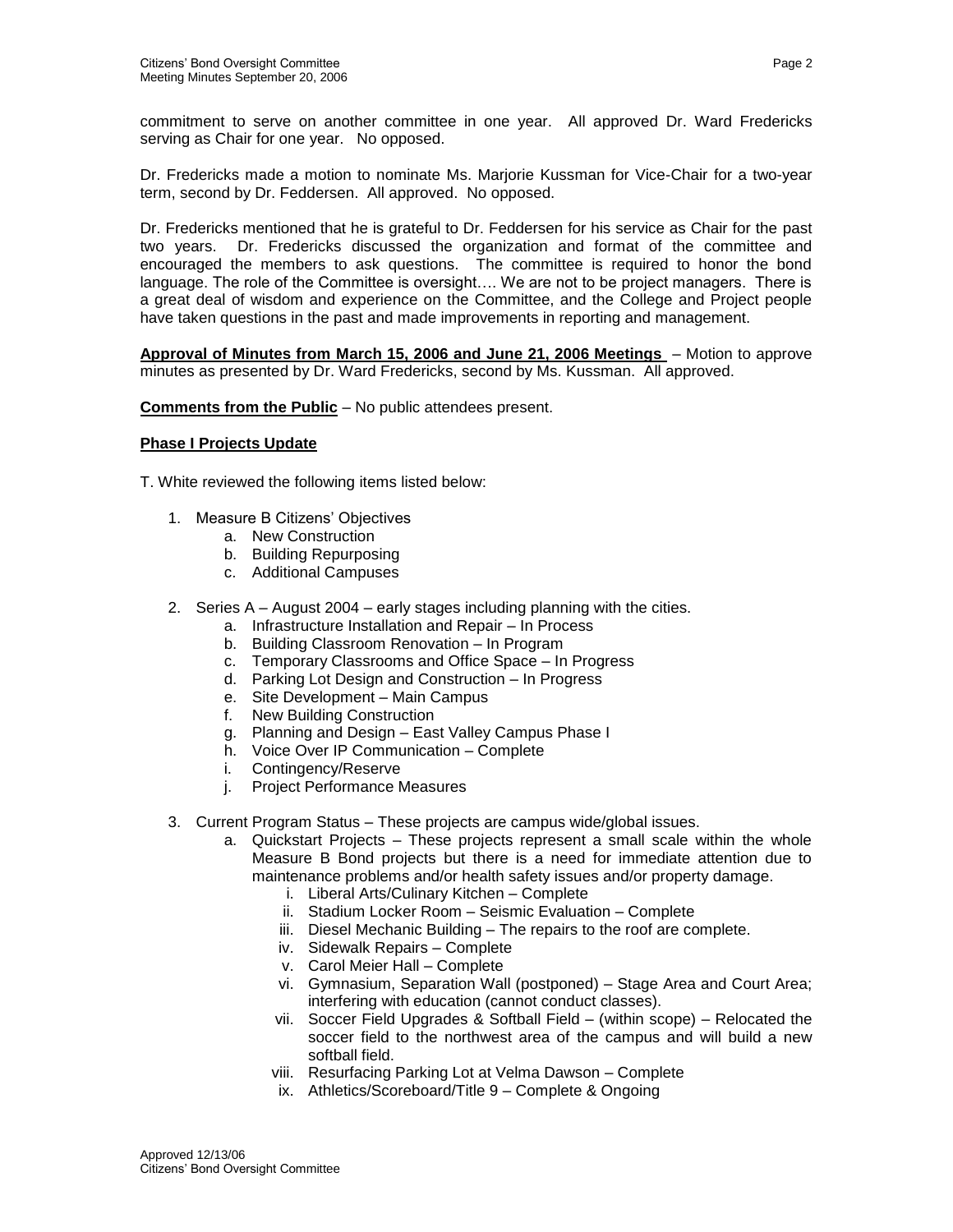commitment to serve on another committee in one year. All approved Dr. Ward Fredericks serving as Chair for one year. No opposed.

Dr. Fredericks made a motion to nominate Ms. Marjorie Kussman for Vice-Chair for a two-year term, second by Dr. Feddersen. All approved. No opposed.

Dr. Fredericks mentioned that he is grateful to Dr. Feddersen for his service as Chair for the past two years. Dr. Fredericks discussed the organization and format of the committee and encouraged the members to ask questions. The committee is required to honor the bond language. The role of the Committee is oversight…. We are not to be project managers. There is a great deal of wisdom and experience on the Committee, and the College and Project people have taken questions in the past and made improvements in reporting and management.

**Approval of Minutes from March 15, 2006 and June 21, 2006 Meetings** – Motion to approve minutes as presented by Dr. Ward Fredericks, second by Ms. Kussman. All approved.

**Comments from the Public** – No public attendees present.

**Phase I Projects Update**

T. White reviewed the following items listed below:

1. Measure B Citizens' Objectives
   a. New Construction
   b. Building Repurposing
   c. Additional Campuses

2. Series A – August 2004 – early stages including planning with the cities.
   a. Infrastructure Installation and Repair – In Process
   b. Building Classroom Renovation – In Program
   c. Temporary Classrooms and Office Space – In Progress
   d. Parking Lot Design and Construction – In Progress
   e. Site Development – Main Campus
   f. New Building Construction
   g. Planning and Design – East Valley Campus Phase I
   h. Voice Over IP Communication – Complete
   i. Contingency/Reserve
   j. Project Performance Measures

3. Current Program Status – These projects are campus wide/global issues.
   a. Quickstart Projects – These projects represent a small scale within the whole Measure B Bond projects but there is a need for immediate attention due to maintenance problems and/or health safety issues and/or property damage.
      i. Liberal Arts/Culinary Kitchen – Complete
      ii. Stadium Locker Room – Seismic Evaluation – Complete
      iii. Diesel Mechanic Building – The repairs to the roof are complete.
      iv. Sidewalk Repairs – Complete
      v. Carol Meier Hall – Complete
      vi. Gymnasium, Separation Wall (postponed) – Stage Area and Court Area; interfering with education (cannot conduct classes).
      vii. Soccer Field Upgrades & Softball Field – (within scope) – Relocated the soccer field to the northwest area of the campus and will build a new softball field.
      viii. Resurfacing Parking Lot at Velma Dawson – Complete
      ix. Athletics/Scoreboard/Title 9 – Complete & Ongoing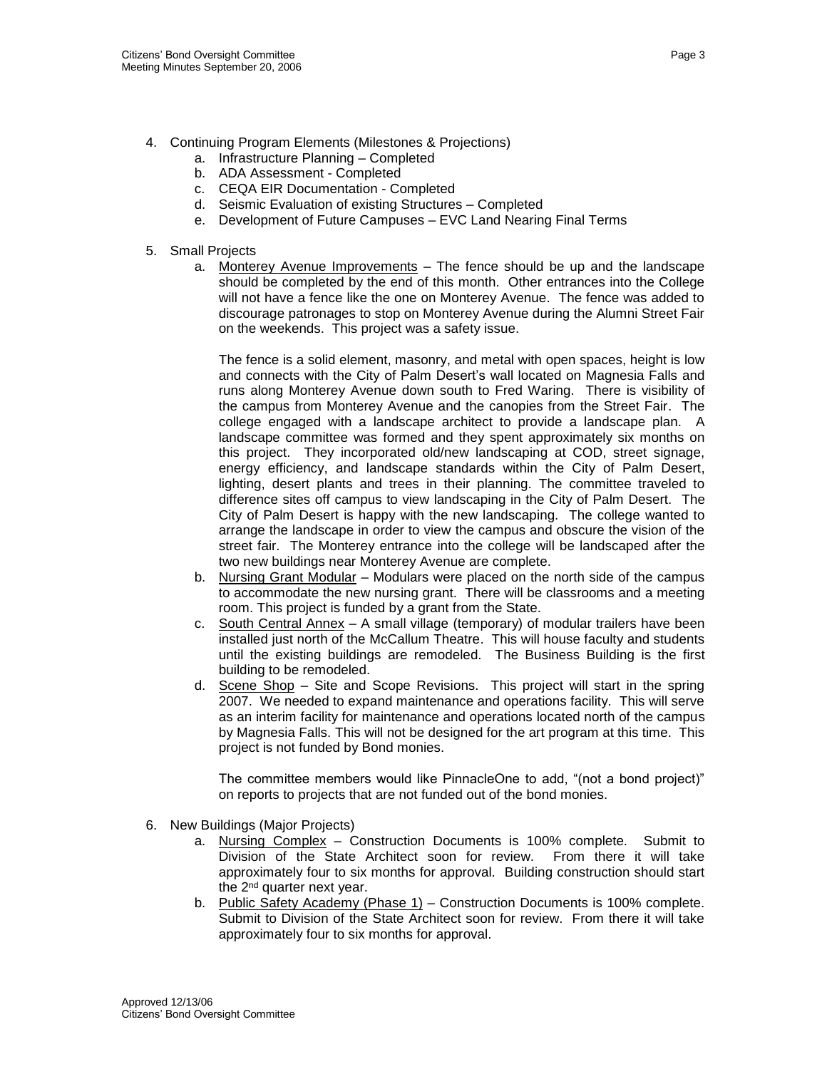4. Continuing Program Elements (Milestones & Projections)
   a. Infrastructure Planning – Completed
   b. ADA Assessment - Completed
   c. CEQA EIR Documentation - Completed
   d. Seismic Evaluation of existing Structures – Completed
   e. Development of Future Campuses – EVC Land Nearing Final Terms

5. Small Projects
   a. Monterey Avenue Improvements – The fence should be up and the landscape should be completed by the end of this month. Other entrances into the College will not have a fence like the one on Monterey Avenue. The fence was added to discourage patronages to stop on Monterey Avenue during the Alumni Street Fair on the weekends. This project was a safety issue.

      The fence is a solid element, masonry, and metal with open spaces, height is low and connects with the City of Palm Desert's wall located on Magnesia Falls and runs along Monterey Avenue down south to Fred Waring. There is visibility of the campus from Monterey Avenue and the canopies from the Street Fair. The college engaged with a landscape architect to provide a landscape plan. A landscape committee was formed and they spent approximately six months on this project. They incorporated old/new landscaping at COD, street signage, energy efficiency, and landscape standards within the City of Palm Desert, lighting, desert plants and trees in their planning. The committee traveled to difference sites off campus to view landscaping in the City of Palm Desert. The City of Palm Desert is happy with the new landscaping. The college wanted to arrange the landscape in order to view the campus and obscure the vision of the street fair. The Monterey entrance into the college will be landscaped after the two new buildings near Monterey Avenue are complete.
   b. Nursing Grant Modular – Modulars were placed on the north side of the campus to accommodate the new nursing grant. There will be classrooms and a meeting room. This project is funded by a grant from the State.
   c. South Central Annex – A small village (temporary) of modular trailers have been installed just north of the McCallum Theatre. This will house faculty and students until the existing buildings are remodeled. The Business Building is the first building to be remodeled.
   d. Scene Shop – Site and Scope Revisions. This project will start in the spring 2007. We needed to expand maintenance and operations facility. This will serve as an interim facility for maintenance and operations located north of the campus by Magnesia Falls. This will not be designed for the art program at this time. This project is not funded by Bond monies.

      The committee members would like PinnacleOne to add, "(not a bond project)" on reports to projects that are not funded out of the bond monies.

6. New Buildings (Major Projects)
   a. Nursing Complex – Construction Documents is 100% complete. Submit to Division of the State Architect soon for review. From there it will take approximately four to six months for approval. Building construction should start the 2nd quarter next year.
   b. Public Safety Academy (Phase 1) – Construction Documents is 100% complete. Submit to Division of the State Architect soon for review. From there it will take approximately four to six months for approval.

Approved 12/13/06
Citizens' Bond Oversight Committee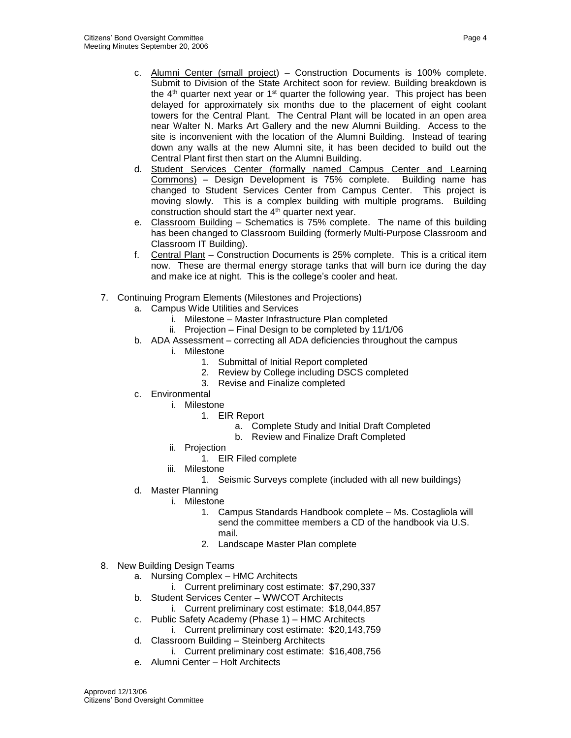c. Alumni Center (small project) – Construction Documents is 100% complete. Submit to Division of the State Architect soon for review. Building breakdown is the 4th quarter next year or 1st quarter the following year. This project has been delayed for approximately six months due to the placement of eight coolant towers for the Central Plant. The Central Plant will be located in an open area near Walter N. Marks Art Gallery and the new Alumni Building. Access to the site is inconvenient with the location of the Alumni Building. Instead of tearing down any walls at the new Alumni site, it has been decided to build out the Central Plant first then start on the Alumni Building.

d. Student Services Center (formally named Campus Center and Learning Commons) – Design Development is 75% complete. Building name has changed to Student Services Center from Campus Center. This project is moving slowly. This is a complex building with multiple programs. Building construction should start the 4th quarter next year.

e. Classroom Building – Schematics is 75% complete. The name of this building has been changed to Classroom Building (formerly Multi-Purpose Classroom and Classroom IT Building).

f. Central Plant – Construction Documents is 25% complete. This is a critical item now. These are thermal energy storage tanks that will burn ice during the day and make ice at night. This is the college's cooler and heat.

7. Continuing Program Elements (Milestones and Projections)
   a. Campus Wide Utilities and Services
      i. Milestone – Master Infrastructure Plan completed
      ii. Projection – Final Design to be completed by 11/1/06
   b. ADA Assessment – correcting all ADA deficiencies throughout the campus
      i. Milestone
         1. Submittal of Initial Report completed
         2. Review by College including DSCS completed
         3. Revise and Finalize completed
   c. Environmental
      i. Milestone
         1. EIR Report
            a. Complete Study and Initial Draft Completed
            b. Review and Finalize Draft Completed
      ii. Projection
         1. EIR Filed complete
      iii. Milestone
         1. Seismic Surveys complete (included with all new buildings)
   d. Master Planning
      i. Milestone
         1. Campus Standards Handbook complete – Ms. Costagliola will send the committee members a CD of the handbook via U.S. mail.
         2. Landscape Master Plan complete

8. New Building Design Teams
   a. Nursing Complex – HMC Architects
      i. Current preliminary cost estimate: $7,290,337
   b. Student Services Center – WWCOT Architects
      i. Current preliminary cost estimate: $18,044,857
   c. Public Safety Academy (Phase 1) – HMC Architects
      i. Current preliminary cost estimate: $20,143,759
   d. Classroom Building – Steinberg Architects
      i. Current preliminary cost estimate: $16,408,756
   e. Alumni Center – Holt Architects

Approved 12/13/06
Citizens' Bond Oversight Committee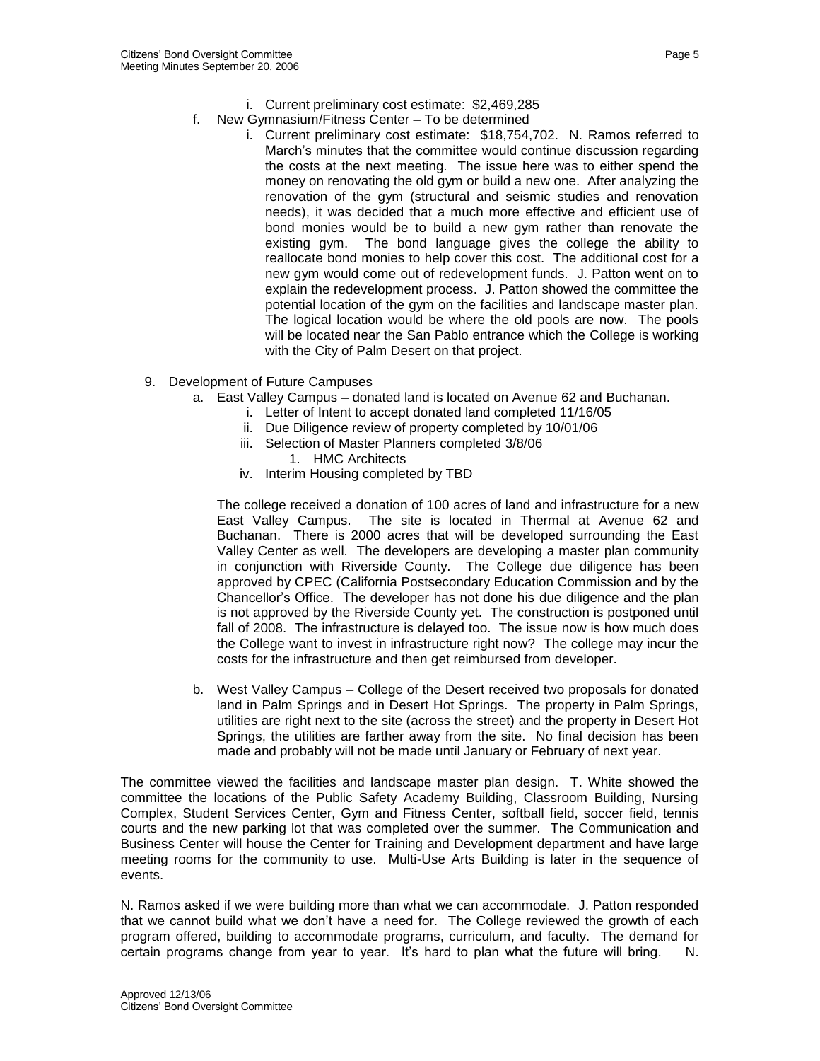i. Current preliminary cost estimate: $2,469,285

f. New Gymnasium/Fitness Center – To be determined

   i. Current preliminary cost estimate: $18,754,702. N. Ramos referred to March's minutes that the committee would continue discussion regarding the costs at the next meeting. The issue here was to either spend the money on renovating the old gym or build a new one. After analyzing the renovation of the gym (structural and seismic studies and renovation needs), it was decided that a much more effective and efficient use of bond monies would be to build a new gym rather than renovate the existing gym. The bond language gives the college the ability to reallocate bond monies to help cover this cost. The additional cost for a new gym would come out of redevelopment funds. J. Patton went on to explain the redevelopment process. J. Patton showed the committee the potential location of the gym on the facilities and landscape master plan. The logical location would be where the old pools are now. The pools will be located near the San Pablo entrance which the College is working with the City of Palm Desert on that project.

9. Development of Future Campuses

   a. East Valley Campus – donated land is located on Avenue 62 and Buchanan.

      i. Letter of Intent to accept donated land completed 11/16/05
      ii. Due Diligence review of property completed by 10/01/06
      iii. Selection of Master Planners completed 3/8/06
         1. HMC Architects
      iv. Interim Housing completed by TBD

      The college received a donation of 100 acres of land and infrastructure for a new East Valley Campus. The site is located in Thermal at Avenue 62 and Buchanan. There is 2000 acres that will be developed surrounding the East Valley Center as well. The developers are developing a master plan community in conjunction with Riverside County. The College due diligence has been approved by CPEC (California Postsecondary Education Commission and by the Chancellor's Office. The developer has not done his due diligence and the plan is not approved by the Riverside County yet. The construction is postponed until fall of 2008. The infrastructure is delayed too. The issue now is how much does the College want to invest in infrastructure right now? The college may incur the costs for the infrastructure and then get reimbursed from developer.

   b. West Valley Campus – College of the Desert received two proposals for donated land in Palm Springs and in Desert Hot Springs. The property in Palm Springs, utilities are right next to the site (across the street) and the property in Desert Hot Springs, the utilities are farther away from the site. No final decision has been made and probably will not be made until January or February of next year.

The committee viewed the facilities and landscape master plan design. T. White showed the committee the locations of the Public Safety Academy Building, Classroom Building, Nursing Complex, Student Services Center, Gym and Fitness Center, softball field, soccer field, tennis courts and the new parking lot that was completed over the summer. The Communication and Business Center will house the Center for Training and Development department and have large meeting rooms for the community to use. Multi-Use Arts Building is later in the sequence of events.

N. Ramos asked if we were building more than what we can accommodate. J. Patton responded that we cannot build what we don't have a need for. The College reviewed the growth of each program offered, building to accommodate programs, curriculum, and faculty. The demand for certain programs change from year to year. It's hard to plan what the future will bring. N.

Approved 12/13/06
Citizens' Bond Oversight Committee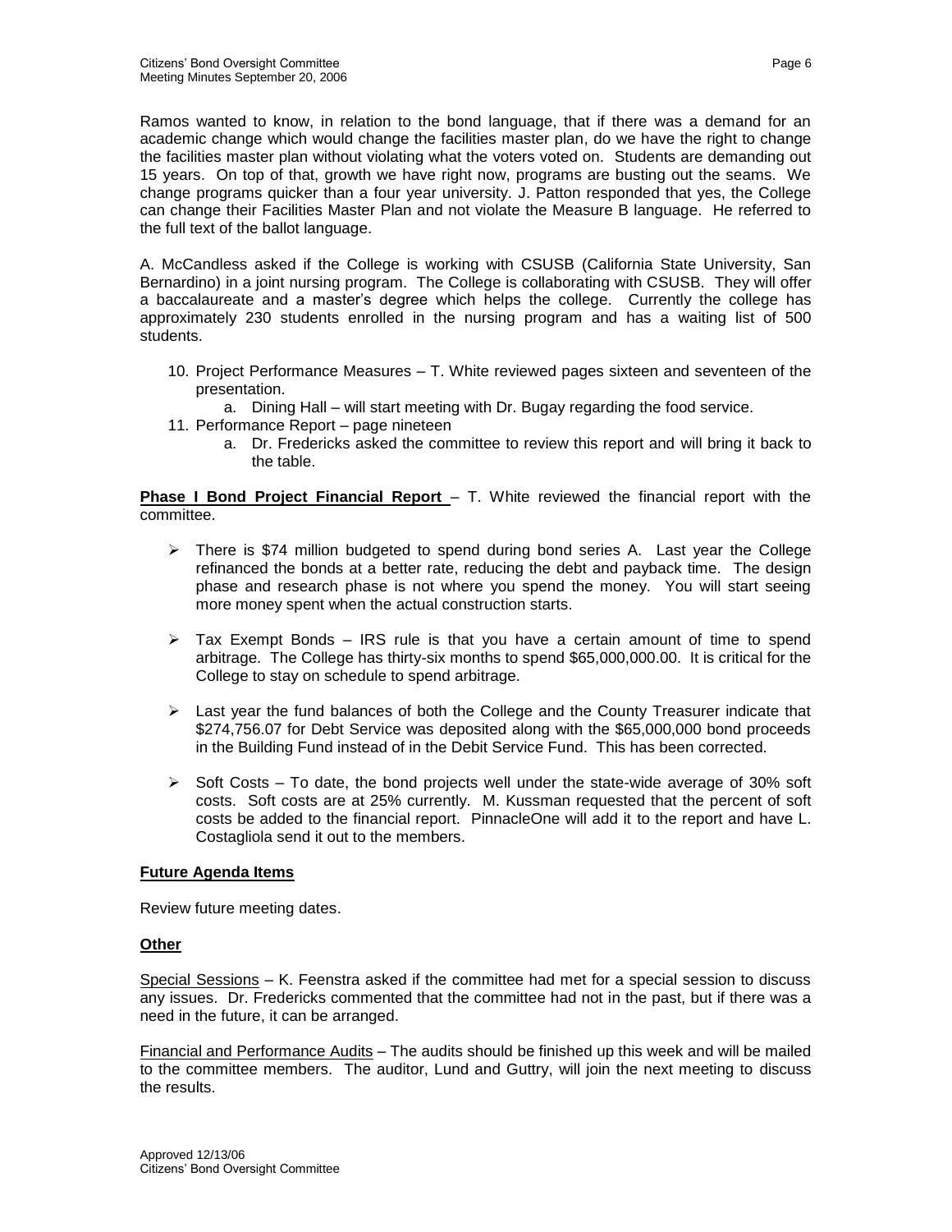Ramos wanted to know, in relation to the bond language, that if there was a demand for an academic change which would change the facilities master plan, do we have the right to change the facilities master plan without violating what the voters voted on. Students are demanding out 15 years. On top of that, growth we have right now, programs are busting out the seams. We change programs quicker than a four year university. J. Patton responded that yes, the College can change their Facilities Master Plan and not violate the Measure B language. He referred to the full text of the ballot language.

A. McCandless asked if the College is working with CSUSB (California State University, San Bernardino) in a joint nursing program. The College is collaborating with CSUSB. They will offer a baccalaureate and a master's degree which helps the college. Currently the college has approximately 230 students enrolled in the nursing program and has a waiting list of 500 students.

10. Project Performance Measures – T. White reviewed pages sixteen and seventeen of the presentation.
    a. Dining Hall – will start meeting with Dr. Bugay regarding the food service.
11. Performance Report – page nineteen
    a. Dr. Fredericks asked the committee to review this report and will bring it back to the table.

**Phase I Bond Project Financial Report** – T. White reviewed the financial report with the committee.

- There is $74 million budgeted to spend during bond series A. Last year the College refinanced the bonds at a better rate, reducing the debt and payback time. The design phase and research phase is not where you spend the money. You will start seeing more money spent when the actual construction starts.

- Tax Exempt Bonds – IRS rule is that you have a certain amount of time to spend arbitrage. The College has thirty-six months to spend $65,000,000.00. It is critical for the College to stay on schedule to spend arbitrage.

- Last year the fund balances of both the College and the County Treasurer indicate that $274,756.07 for Debt Service was deposited along with the $65,000,000 bond proceeds in the Building Fund instead of in the Debit Service Fund. This has been corrected.

- Soft Costs – To date, the bond projects well under the state-wide average of 30% soft costs. Soft costs are at 25% currently. M. Kussman requested that the percent of soft costs be added to the financial report. PinnacleOne will add it to the report and have L. Costagliola send it out to the members.

**Future Agenda Items**

Review future meeting dates.

**Other**

Special Sessions – K. Feenstra asked if the committee had met for a special session to discuss any issues. Dr. Fredericks commented that the committee had not in the past, but if there was a need in the future, it can be arranged.

Financial and Performance Audits – The audits should be finished up this week and will be mailed to the committee members. The auditor, Lund and Guttry, will join the next meeting to discuss the results.

Approved 12/13/06
Citizens' Bond Oversight Committee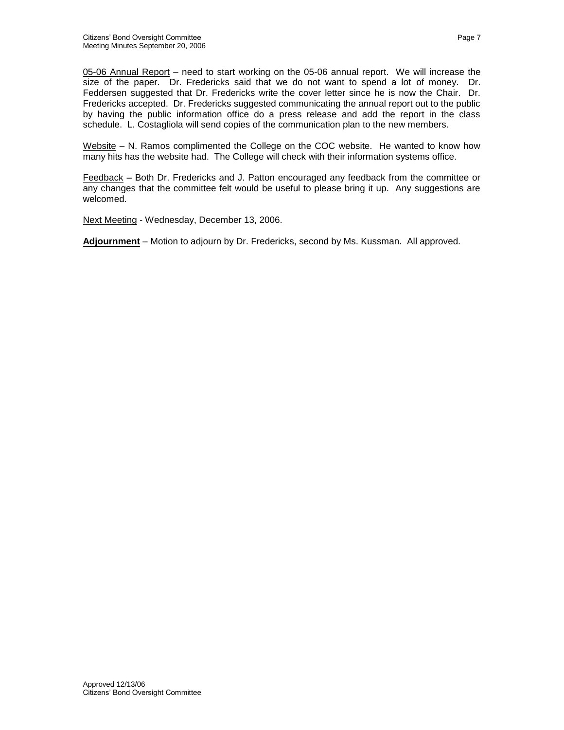05-06 Annual Report – need to start working on the 05-06 annual report. We will increase the size of the paper. Dr. Fredericks said that we do not want to spend a lot of money. Dr. Feddersen suggested that Dr. Fredericks write the cover letter since he is now the Chair. Dr. Fredericks accepted. Dr. Fredericks suggested communicating the annual report out to the public by having the public information office do a press release and add the report in the class schedule. L. Costagliola will send copies of the communication plan to the new members.

Website – N. Ramos complimented the College on the COC website. He wanted to know how many hits has the website had. The College will check with their information systems office.

Feedback – Both Dr. Fredericks and J. Patton encouraged any feedback from the committee or any changes that the committee felt would be useful to please bring it up. Any suggestions are welcomed.

Next Meeting - Wednesday, December 13, 2006.

**Adjournment** – Motion to adjourn by Dr. Fredericks, second by Ms. Kussman. All approved.

Approved 12/13/06
Citizens' Bond Oversight Committee